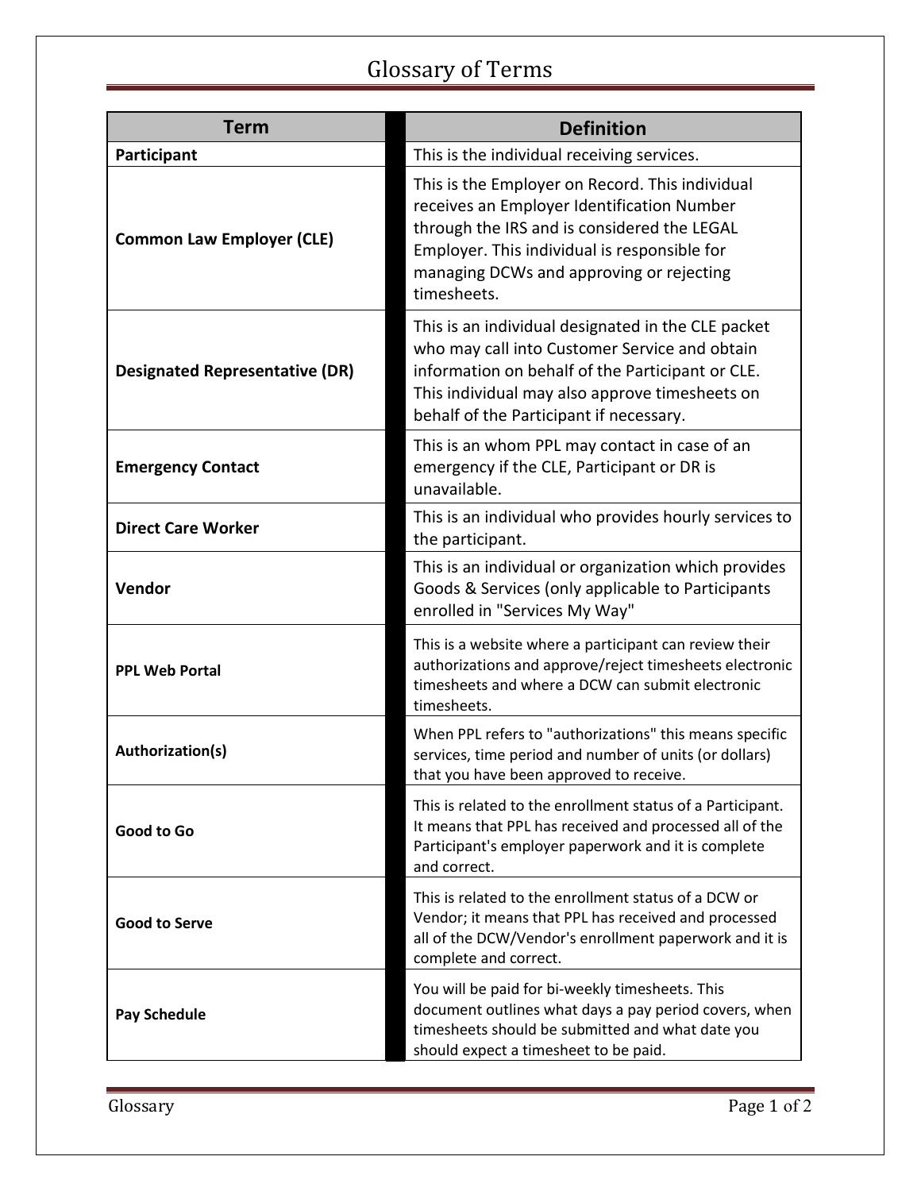# Glossary of Terms

| Term | Definition |
|---|---|
| **Participant** | This is the individual receiving services. |
| **Common Law Employer (CLE)** | This is the Employer on Record. This individual receives an Employer Identification Number through the IRS and is considered the LEGAL Employer. This individual is responsible for managing DCWs and approving or rejecting timesheets. |
| **Designated Representative (DR)** | This is an individual designated in the CLE packet who may call into Customer Service and obtain information on behalf of the Participant or CLE. This individual may also approve timesheets on behalf of the Participant if necessary. |
| **Emergency Contact** | This is an whom PPL may contact in case of an emergency if the CLE, Participant or DR is unavailable. |
| **Direct Care Worker** | This is an individual who provides hourly services to the participant. |
| **Vendor** | This is an individual or organization which provides Goods & Services (only applicable to Participants enrolled in "Services My Way" |
| **PPL Web Portal** | This is a website where a participant can review their authorizations and approve/reject timesheets electronic timesheets and where a DCW can submit electronic timesheets. |
| **Authorization(s)** | When PPL refers to "authorizations" this means specific services, time period and number of units (or dollars) that you have been approved to receive. |
| **Good to Go** | This is related to the enrollment status of a Participant. It means that PPL has received and processed all of the Participant's employer paperwork and it is complete and correct. |
| **Good to Serve** | This is related to the enrollment status of a DCW or Vendor; it means that PPL has received and processed all of the DCW/Vendor's enrollment paperwork and it is complete and correct. |
| **Pay Schedule** | You will be paid for bi-weekly timesheets. This document outlines what days a pay period covers, when timesheets should be submitted and what date you should expect a timesheet to be paid. |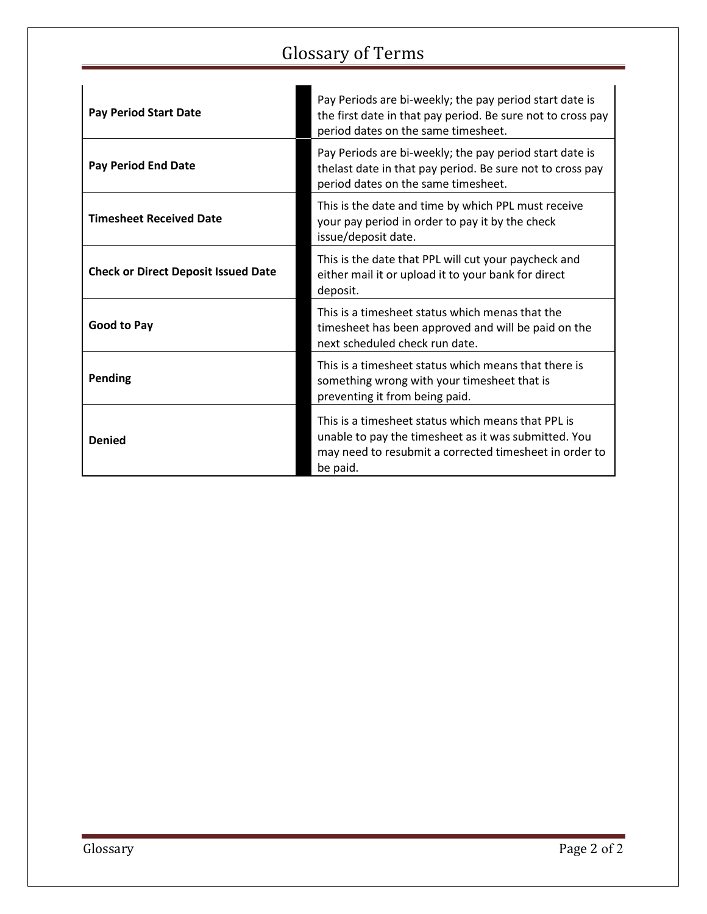# Glossary of Terms

| | |
|---|---|
| **Pay Period Start Date** | Pay Periods are bi-weekly; the pay period start date is the first date in that pay period. Be sure not to cross pay period dates on the same timesheet. |
| **Pay Period End Date** | Pay Periods are bi-weekly; the pay period start date is thelast date in that pay period. Be sure not to cross pay period dates on the same timesheet. |
| **Timesheet Received Date** | This is the date and time by which PPL must receive your pay period in order to pay it by the check issue/deposit date. |
| **Check or Direct Deposit Issued Date** | This is the date that PPL will cut your paycheck and either mail it or upload it to your bank for direct deposit. |
| **Good to Pay** | This is a timesheet status which menas that the timesheet has been approved and will be paid on the next scheduled check run date. |
| **Pending** | This is a timesheet status which means that there is something wrong with your timesheet that is preventing it from being paid. |
| **Denied** | This is a timesheet status which means that PPL is unable to pay the timesheet as it was submitted. You may need to resubmit a corrected timesheet in order to be paid. |